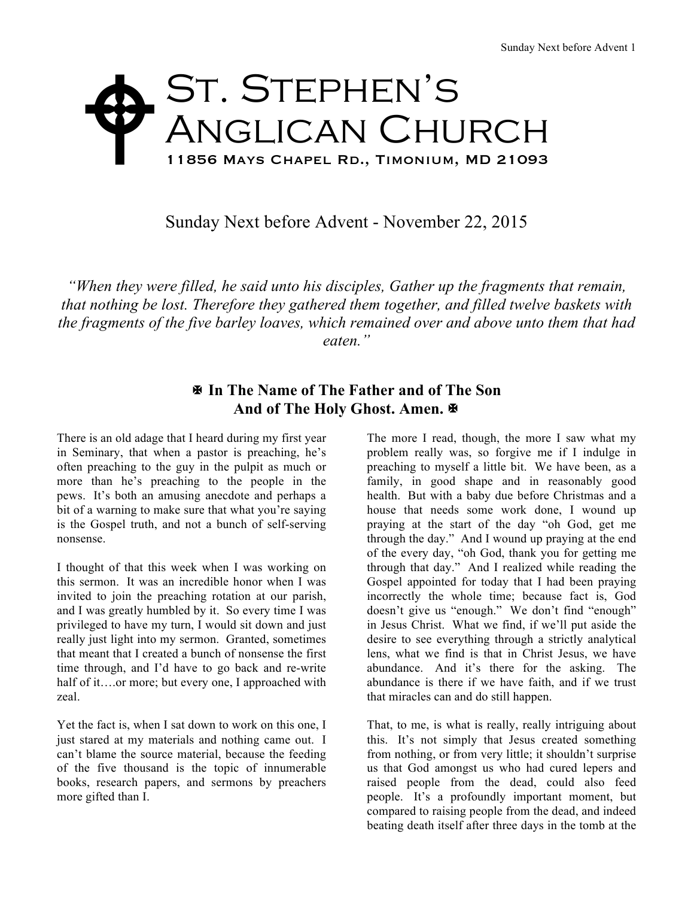# St. Stephen's Anglican Church

11856 Mays Chapel Rd., Timonium, MD 21093

## Sunday Next before Advent - November 22, 2015

*"When they were filled, he said unto his disciples, Gather up the fragments that remain, that nothing be lost. Therefore they gathered them together, and filled twelve baskets with the fragments of the five barley loaves, which remained over and above unto them that had eaten."*

### ✠ In The Name of The Father and of The Son And of The Holy Ghost. Amen. ✠

There is an old adage that I heard during my first year in Seminary, that when a pastor is preaching, he's often preaching to the guy in the pulpit as much or more than he's preaching to the people in the pews. It's both an amusing anecdote and perhaps a bit of a warning to make sure that what you're saying is the Gospel truth, and not a bunch of self-serving nonsense.

I thought of that this week when I was working on this sermon. It was an incredible honor when I was invited to join the preaching rotation at our parish, and I was greatly humbled by it. So every time I was privileged to have my turn, I would sit down and just really just light into my sermon. Granted, sometimes that meant that I created a bunch of nonsense the first time through, and I'd have to go back and re-write half of it….or more; but every one, I approached with zeal.

Yet the fact is, when I sat down to work on this one, I just stared at my materials and nothing came out. I can't blame the source material, because the feeding of the five thousand is the topic of innumerable books, research papers, and sermons by preachers more gifted than I.

The more I read, though, the more I saw what my problem really was, so forgive me if I indulge in preaching to myself a little bit. We have been, as a family, in good shape and in reasonably good health. But with a baby due before Christmas and a house that needs some work done, I wound up praying at the start of the day "oh God, get me through the day." And I wound up praying at the end of the every day, "oh God, thank you for getting me through that day." And I realized while reading the Gospel appointed for today that I had been praying incorrectly the whole time; because fact is, God doesn't give us "enough." We don't find "enough" in Jesus Christ. What we find, if we'll put aside the desire to see everything through a strictly analytical lens, what we find is that in Christ Jesus, we have abundance. And it's there for the asking. The abundance is there if we have faith, and if we trust that miracles can and do still happen.

That, to me, is what is really, really intriguing about this. It's not simply that Jesus created something from nothing, or from very little; it shouldn't surprise us that God amongst us who had cured lepers and raised people from the dead, could also feed people. It's a profoundly important moment, but compared to raising people from the dead, and indeed beating death itself after three days in the tomb at the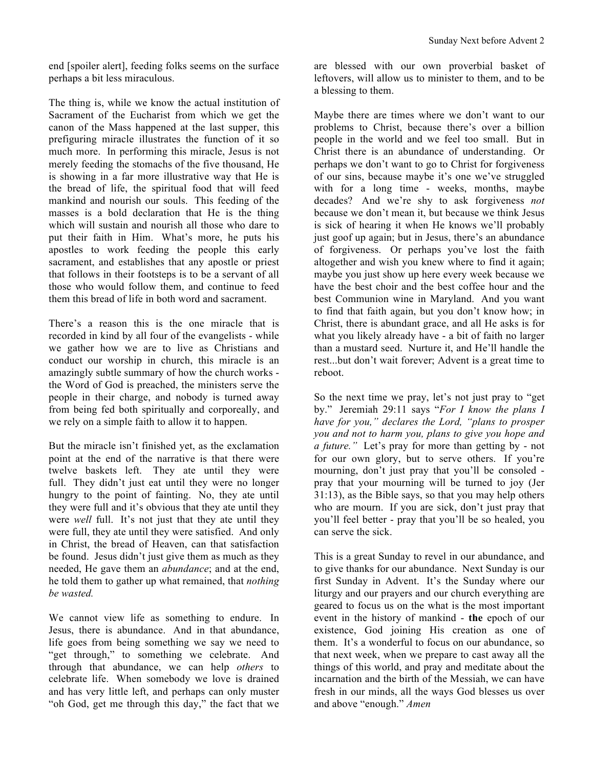end [spoiler alert], feeding folks seems on the surface perhaps a bit less miraculous.

The thing is, while we know the actual institution of Sacrament of the Eucharist from which we get the canon of the Mass happened at the last supper, this prefiguring miracle illustrates the function of it so much more. In performing this miracle, Jesus is not merely feeding the stomachs of the five thousand, He is showing in a far more illustrative way that He is the bread of life, the spiritual food that will feed mankind and nourish our souls. This feeding of the masses is a bold declaration that He is the thing which will sustain and nourish all those who dare to put their faith in Him. What's more, he puts his apostles to work feeding the people this early sacrament, and establishes that any apostle or priest that follows in their footsteps is to be a servant of all those who would follow them, and continue to feed them this bread of life in both word and sacrament.

There's a reason this is the one miracle that is recorded in kind by all four of the evangelists - while we gather how we are to live as Christians and conduct our worship in church, this miracle is an amazingly subtle summary of how the church works - the Word of God is preached, the ministers serve the people in their charge, and nobody is turned away from being fed both spiritually and corporeally, and we rely on a simple faith to allow it to happen.

But the miracle isn't finished yet, as the exclamation point at the end of the narrative is that there were twelve baskets left. They ate until they were full. They didn't just eat until they were no longer hungry to the point of fainting. No, they ate until they were full and it's obvious that they ate until they were *well* full. It's not just that they ate until they were full, they ate until they were satisfied. And only in Christ, the bread of Heaven, can that satisfaction be found. Jesus didn't just give them as much as they needed, He gave them an *abundance*; and at the end, he told them to gather up what remained, that *nothing be wasted.*

We cannot view life as something to endure. In Jesus, there is abundance. And in that abundance, life goes from being something we say we need to "get through," to something we celebrate. And through that abundance, we can help *others* to celebrate life. When somebody we love is drained and has very little left, and perhaps can only muster "oh God, get me through this day," the fact that we are blessed with our own proverbial basket of leftovers, will allow us to minister to them, and to be a blessing to them.

Maybe there are times where we don't want to our problems to Christ, because there's over a billion people in the world and we feel too small. But in Christ there is an abundance of understanding. Or perhaps we don't want to go to Christ for forgiveness of our sins, because maybe it's one we've struggled with for a long time - weeks, months, maybe decades? And we're shy to ask forgiveness *not* because we don't mean it, but because we think Jesus is sick of hearing it when He knows we'll probably just goof up again; but in Jesus, there's an abundance of forgiveness. Or perhaps you've lost the faith altogether and wish you knew where to find it again; maybe you just show up here every week because we have the best choir and the best coffee hour and the best Communion wine in Maryland. And you want to find that faith again, but you don't know how; in Christ, there is abundant grace, and all He asks is for what you likely already have - a bit of faith no larger than a mustard seed. Nurture it, and He'll handle the rest...but don't wait forever; Advent is a great time to reboot.

So the next time we pray, let's not just pray to "get by." Jeremiah 29:11 says "*For I know the plans I have for you," declares the Lord, "plans to prosper you and not to harm you, plans to give you hope and a future."* Let's pray for more than getting by - not for our own glory, but to serve others. If you're mourning, don't just pray that you'll be consoled - pray that your mourning will be turned to joy (Jer 31:13), as the Bible says, so that you may help others who are mourn. If you are sick, don't just pray that you'll feel better - pray that you'll be so healed, you can serve the sick.

This is a great Sunday to revel in our abundance, and to give thanks for our abundance. Next Sunday is our first Sunday in Advent. It's the Sunday where our liturgy and our prayers and our church everything are geared to focus us on the what is the most important event in the history of mankind - **the** epoch of our existence, God joining His creation as one of them. It's a wonderful to focus on our abundance, so that next week, when we prepare to cast away all the things of this world, and pray and meditate about the incarnation and the birth of the Messiah, we can have fresh in our minds, all the ways God blesses us over and above "enough." *Amen*